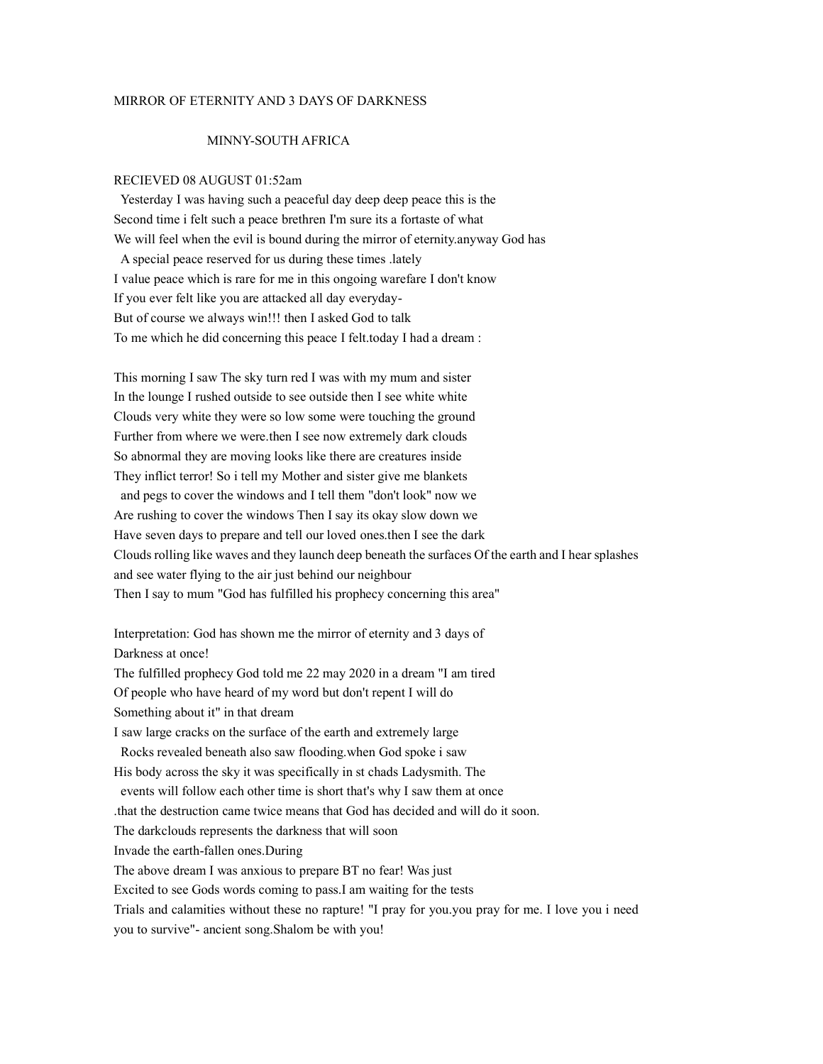MIRROR OF ETERNITY AND 3 DAYS OF DARKNESS

MINNY-SOUTH AFRICA

RECIEVED 08 AUGUST 01:52am

Yesterday I was having such a peaceful day deep deep peace this is the Second time i felt such a peace brethren I'm sure its a fortaste of what We will feel when the evil is bound during the mirror of eternity.anyway God has A special peace reserved for us during these times .lately I value peace which is rare for me in this ongoing warefare I don't know If you ever felt like you are attacked all day everyday- But of course we always win!!! then I asked God to talk To me which he did concerning this peace I felt.today I had a dream :

This morning I saw The sky turn red I was with my mum and sister In the lounge I rushed outside to see outside then I see white white Clouds very white they were so low some were touching the ground Further from where we were.then I see now extremely dark clouds So abnormal they are moving looks like there are creatures inside They inflict terror! So i tell my Mother and sister give me blankets and pegs to cover the windows and I tell them "don't look" now we Are rushing to cover the windows Then I say its okay slow down we Have seven days to prepare and tell our loved ones.then I see the dark Clouds rolling like waves and they launch deep beneath the surfaces Of the earth and I hear splashes and see water flying to the air just behind our neighbour Then I say to mum "God has fulfilled his prophecy concerning this area"

Interpretation: God has shown me the mirror of eternity and 3 days of Darkness at once!
The fulfilled prophecy God told me 22 may 2020 in a dream "I am tired Of people who have heard of my word but don't repent I will do Something about it" in that dream
I saw large cracks on the surface of the earth and extremely large Rocks revealed beneath also saw flooding.when God spoke i saw His body across the sky it was specifically in st chads Ladysmith. The events will follow each other time is short that's why I saw them at once .that the destruction came twice means that God has decided and will do it soon.
The darkclouds represents the darkness that will soon Invade the earth-fallen ones.During The above dream I was anxious to prepare BT no fear! Was just Excited to see Gods words coming to pass.I am waiting for the tests Trials and calamities without these no rapture! "I pray for you.you pray for me. I love you i need you to survive"- ancient song.Shalom be with you!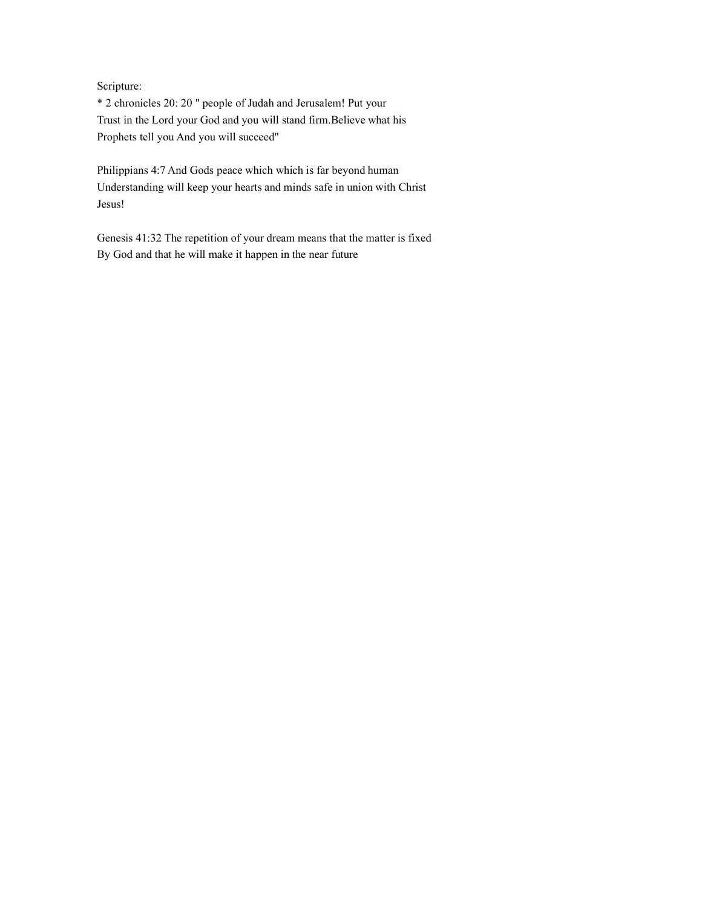Scripture:

* 2 chronicles 20: 20 " people of Judah and Jerusalem! Put your Trust in the Lord your God and you will stand firm.Believe what his Prophets tell you And you will succeed"

Philippians 4:7 And Gods peace which which is far beyond human Understanding will keep your hearts and minds safe in union with Christ Jesus!

Genesis 41:32 The repetition of your dream means that the matter is fixed By God and that he will make it happen in the near future